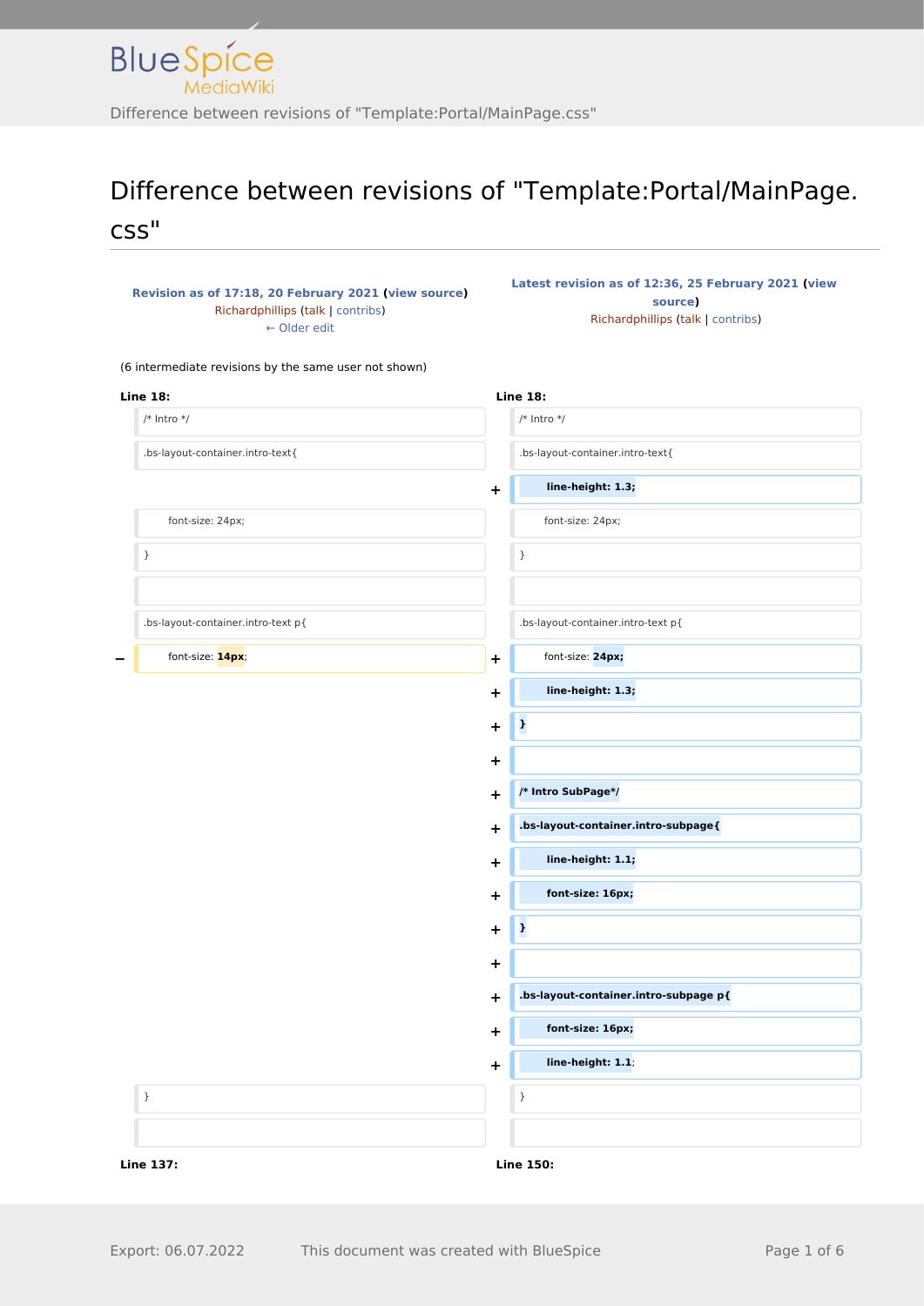# Difference between revisions of "Template:Portal/MainPage.css"

| Revision as of 17:18, 20 February 2021 (view source) | Latest revision as of 12:36, 25 February 2021 (view source) |
|---|---|
| Richardphillips (talk \| contribs) | Richardphillips (talk \| contribs) |
| ← Older edit | |

(6 intermediate revisions by the same user not shown)

| | Line 18: | | Line 18: |
|---|---|---|---|
| | /* Intro */ | | /* Intro */ |
| | .bs-layout-container.intro-text{ | | .bs-layout-container.intro-text{ |
| | | + | **line-height: 1.3;** |
| | font-size: 24px; | | font-size: 24px; |
| | } | | } |
| | | | |
| | .bs-layout-container.intro-text p{ | | .bs-layout-container.intro-text p{ |
| − | font-size: **14px**; | + | font-size: **24px;** |
| | | + | **line-height: 1.3;** |
| | | + | **}** |
| | | + | |
| | | + | **/* Intro SubPage*/** |
| | | + | **.bs-layout-container.intro-subpage{** |
| | | + | **line-height: 1.1;** |
| | | + | **font-size: 16px;** |
| | | + | **}** |
| | | + | |
| | | + | **.bs-layout-container.intro-subpage p{** |
| | | + | **font-size: 16px;** |
| | | + | **line-height: 1.1**; |
| | } | | } |
| | | | |
| | Line 137: | | Line 150: |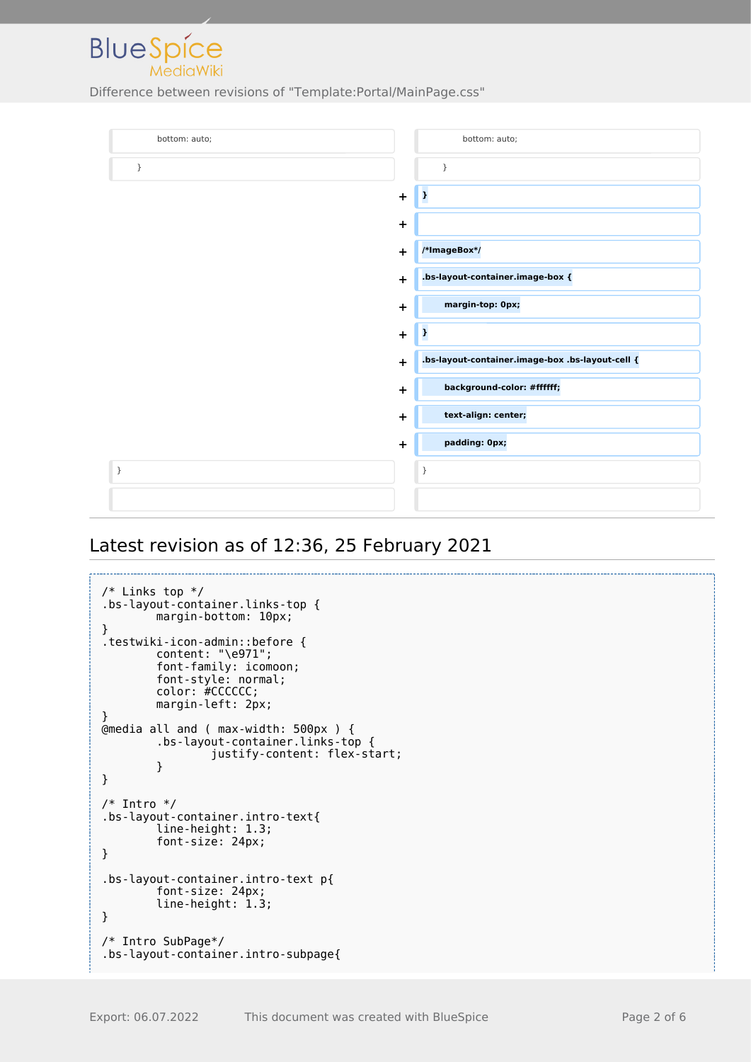| | | | |
|---|---|---|---|
| bottom: auto; | | | bottom: auto; |
| } | | | } |
| | | + | **}** |
| | | + | |
| | | + | **/*ImageBox*/** |
| | | + | **.bs-layout-container.image-box {** |
| | | + | **margin-top: 0px;** |
| | | + | **}** |
| | | + | **.bs-layout-container.image-box .bs-layout-cell {** |
| | | + | **background-color: #ffffff;** |
| | | + | **text-align: center;** |
| | | + | **padding: 0px;** |
| } | | | } |
| | | | |

## Latest revision as of 12:36, 25 February 2021

```
/* Links top */
.bs-layout-container.links-top {
        margin-bottom: 10px;
}
.testwiki-icon-admin::before {
        content: "\e971";
        font-family: icomoon;
        font-style: normal;
        color: #CCCCCC;
        margin-left: 2px;
}
@media all and ( max-width: 500px ) {
        .bs-layout-container.links-top {
                justify-content: flex-start;
        }
}

/* Intro */
.bs-layout-container.intro-text{
        line-height: 1.3;
        font-size: 24px;
}

.bs-layout-container.intro-text p{
        font-size: 24px;
        line-height: 1.3;
}

/* Intro SubPage*/
.bs-layout-container.intro-subpage{
```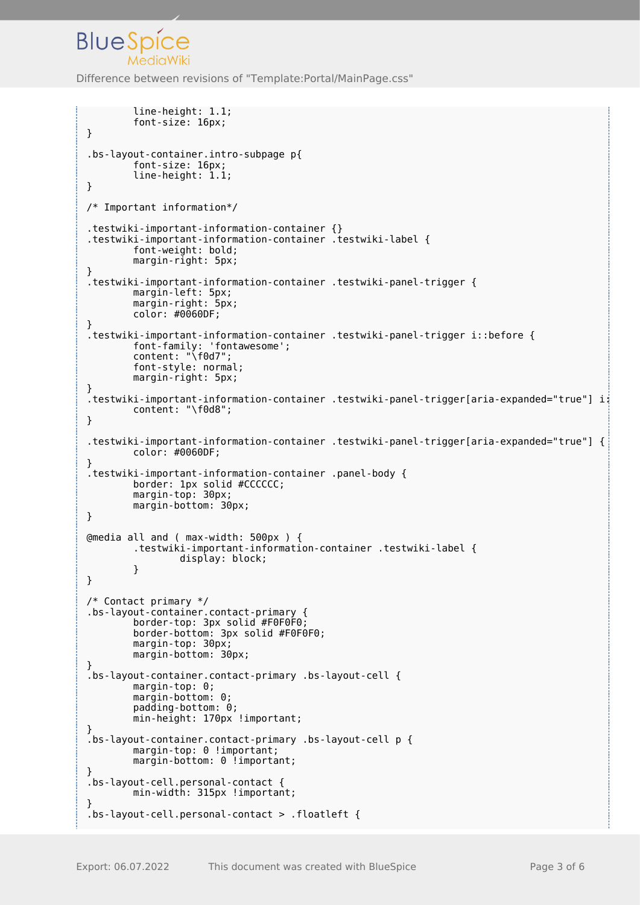```
        line-height: 1.1;
        font-size: 16px;
}

.bs-layout-container.intro-subpage p{
        font-size: 16px;
        line-height: 1.1;
}

/* Important information*/

.testwiki-important-information-container {}
.testwiki-important-information-container .testwiki-label {
        font-weight: bold;
        margin-right: 5px;
}
.testwiki-important-information-container .testwiki-panel-trigger {
        margin-left: 5px;
        margin-right: 5px;
        color: #0060DF;
}
.testwiki-important-information-container .testwiki-panel-trigger i::before {
        font-family: 'fontawesome';
        content: "\f0d7";
        font-style: normal;
        margin-right: 5px;
}
.testwiki-important-information-container .testwiki-panel-trigger[aria-expanded="true"] i:
        content: "\f0d8";
}

.testwiki-important-information-container .testwiki-panel-trigger[aria-expanded="true"] {
        color: #0060DF;
}
.testwiki-important-information-container .panel-body {
        border: 1px solid #CCCCCC;
        margin-top: 30px;
        margin-bottom: 30px;
}

@media all and ( max-width: 500px ) {
        .testwiki-important-information-container .testwiki-label {
                display: block;
        }
}

/* Contact primary */
.bs-layout-container.contact-primary {
        border-top: 3px solid #F0F0F0;
        border-bottom: 3px solid #F0F0F0;
        margin-top: 30px;
        margin-bottom: 30px;
}
.bs-layout-container.contact-primary .bs-layout-cell {
        margin-top: 0;
        margin-bottom: 0;
        padding-bottom: 0;
        min-height: 170px !important;
}
.bs-layout-container.contact-primary .bs-layout-cell p {
        margin-top: 0 !important;
        margin-bottom: 0 !important;
}
.bs-layout-cell.personal-contact {
        min-width: 315px !important;
}
.bs-layout-cell.personal-contact > .floatleft {
```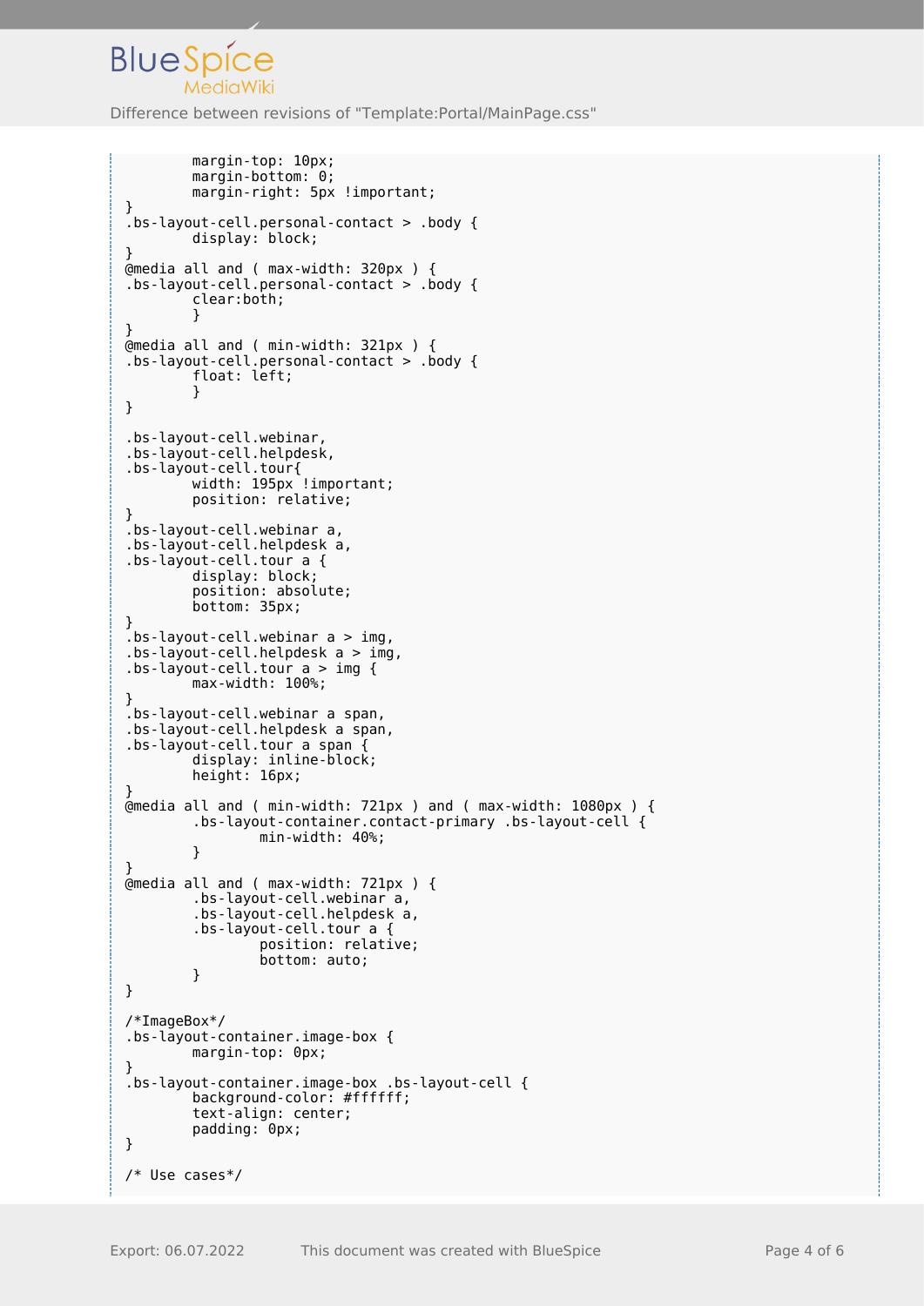```
        margin-top: 10px;
        margin-bottom: 0;
        margin-right: 5px !important;
}
.bs-layout-cell.personal-contact > .body {
        display: block;
}
@media all and ( max-width: 320px ) {
.bs-layout-cell.personal-contact > .body {
        clear:both;
        }
}
@media all and ( min-width: 321px ) {
.bs-layout-cell.personal-contact > .body {
        float: left;
        }
}

.bs-layout-cell.webinar,
.bs-layout-cell.helpdesk,
.bs-layout-cell.tour{
        width: 195px !important;
        position: relative;
}
.bs-layout-cell.webinar a,
.bs-layout-cell.helpdesk a,
.bs-layout-cell.tour a {
        display: block;
        position: absolute;
        bottom: 35px;
}
.bs-layout-cell.webinar a > img,
.bs-layout-cell.helpdesk a > img,
.bs-layout-cell.tour a > img {
        max-width: 100%;
}
.bs-layout-cell.webinar a span,
.bs-layout-cell.helpdesk a span,
.bs-layout-cell.tour a span {
        display: inline-block;
        height: 16px;
}
@media all and ( min-width: 721px ) and ( max-width: 1080px ) {
        .bs-layout-container.contact-primary .bs-layout-cell {
                min-width: 40%;
        }
}
@media all and ( max-width: 721px ) {
        .bs-layout-cell.webinar a,
        .bs-layout-cell.helpdesk a,
        .bs-layout-cell.tour a {
                position: relative;
                bottom: auto;
        }
}

/*ImageBox*/
.bs-layout-container.image-box {
        margin-top: 0px;
}
.bs-layout-container.image-box .bs-layout-cell {
        background-color: #ffffff;
        text-align: center;
        padding: 0px;
}

/* Use cases*/
```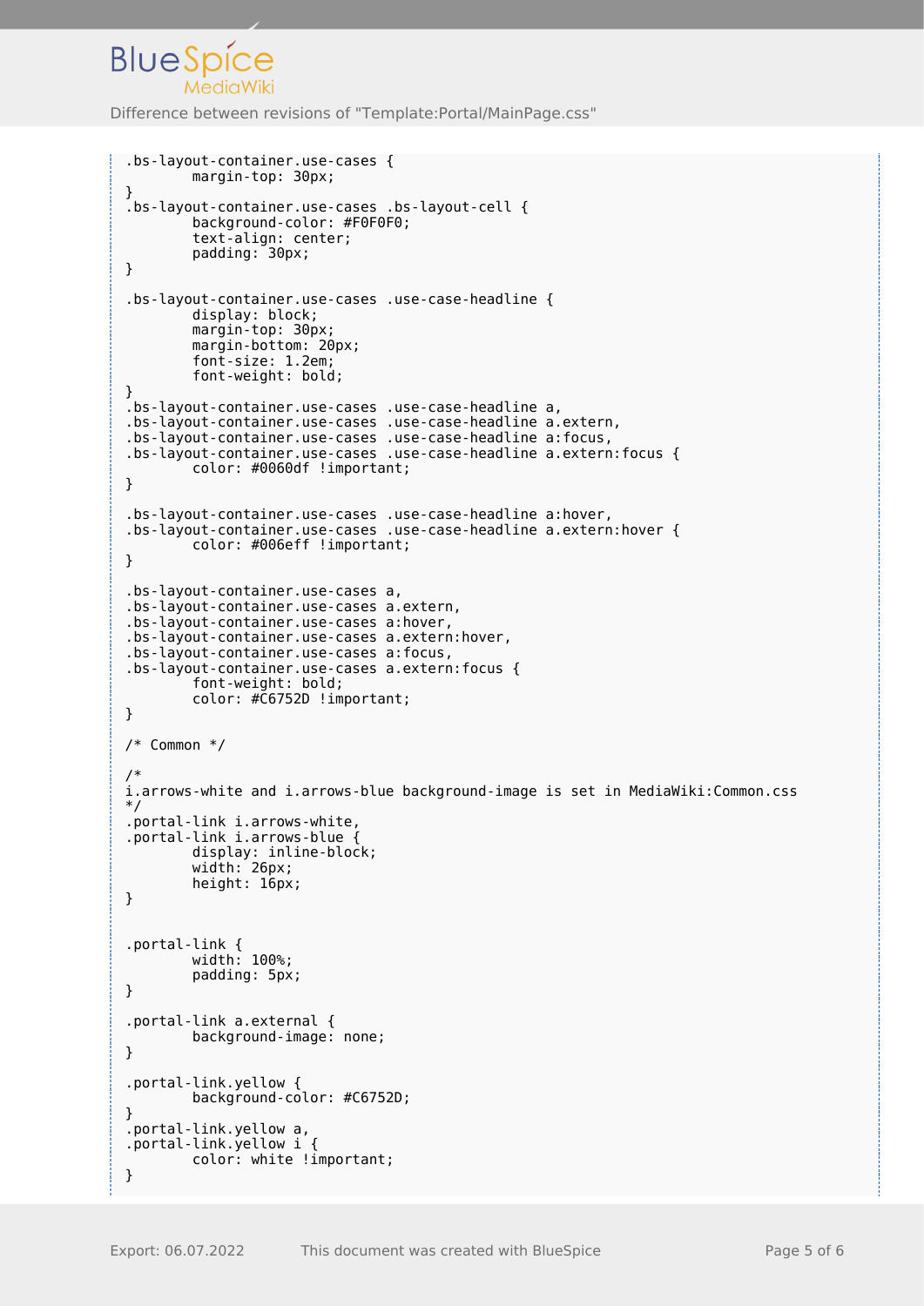```
.bs-layout-container.use-cases {
        margin-top: 30px;
}
.bs-layout-container.use-cases .bs-layout-cell {
        background-color: #F0F0F0;
        text-align: center;
        padding: 30px;
}

.bs-layout-container.use-cases .use-case-headline {
        display: block;
        margin-top: 30px;
        margin-bottom: 20px;
        font-size: 1.2em;
        font-weight: bold;
}
.bs-layout-container.use-cases .use-case-headline a,
.bs-layout-container.use-cases .use-case-headline a.extern,
.bs-layout-container.use-cases .use-case-headline a:focus,
.bs-layout-container.use-cases .use-case-headline a.extern:focus {
        color: #0060df !important;
}

.bs-layout-container.use-cases .use-case-headline a:hover,
.bs-layout-container.use-cases .use-case-headline a.extern:hover {
        color: #006eff !important;
}

.bs-layout-container.use-cases a,
.bs-layout-container.use-cases a.extern,
.bs-layout-container.use-cases a:hover,
.bs-layout-container.use-cases a.extern:hover,
.bs-layout-container.use-cases a:focus,
.bs-layout-container.use-cases a.extern:focus {
        font-weight: bold;
        color: #C6752D !important;
}

/* Common */

/*
i.arrows-white and i.arrows-blue background-image is set in MediaWiki:Common.css
*/
.portal-link i.arrows-white,
.portal-link i.arrows-blue {
        display: inline-block;
        width: 26px;
        height: 16px;
}


.portal-link {
        width: 100%;
        padding: 5px;
}

.portal-link a.external {
        background-image: none;
}

.portal-link.yellow {
        background-color: #C6752D;
}
.portal-link.yellow a,
.portal-link.yellow i {
        color: white !important;
}
```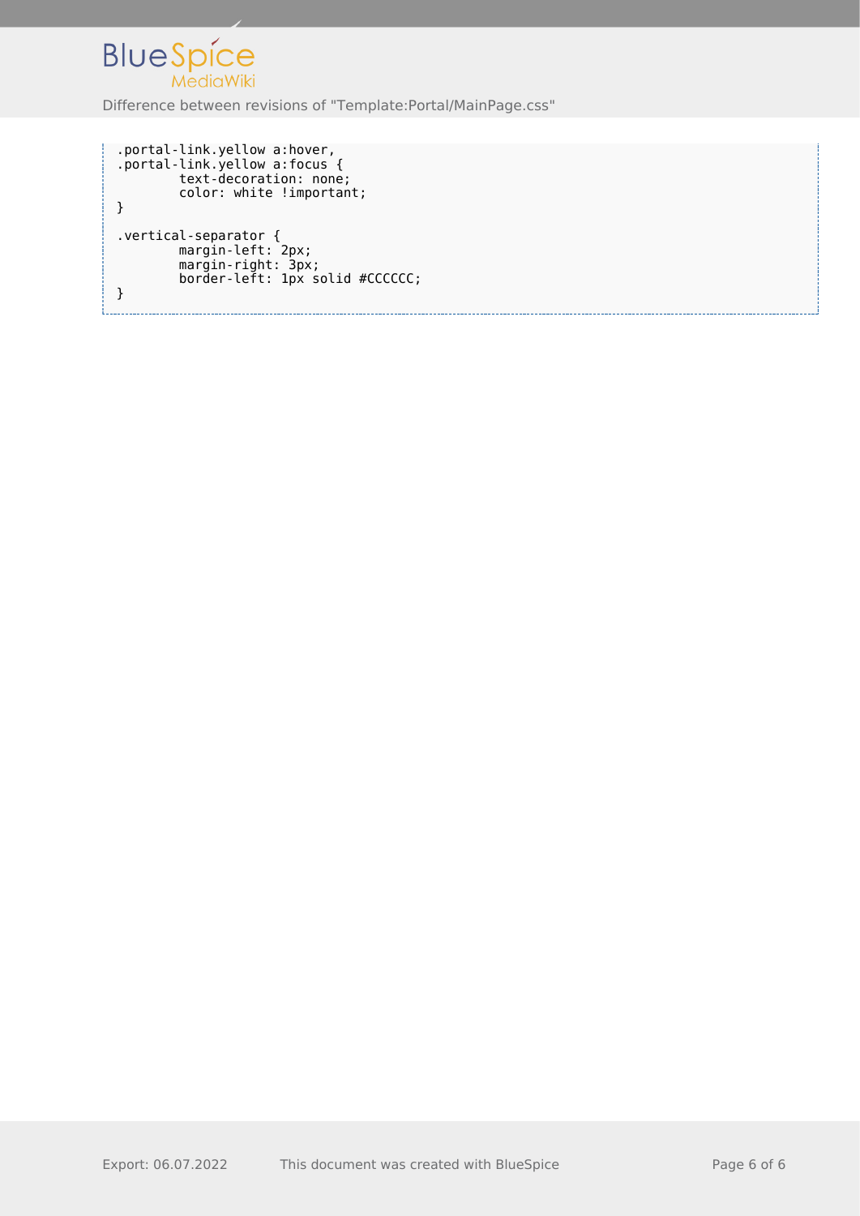```
.portal-link.yellow a:hover,
.portal-link.yellow a:focus {
        text-decoration: none;
        color: white !important;
}

.vertical-separator {
        margin-left: 2px;
        margin-right: 3px;
        border-left: 1px solid #CCCCCC;
}
```